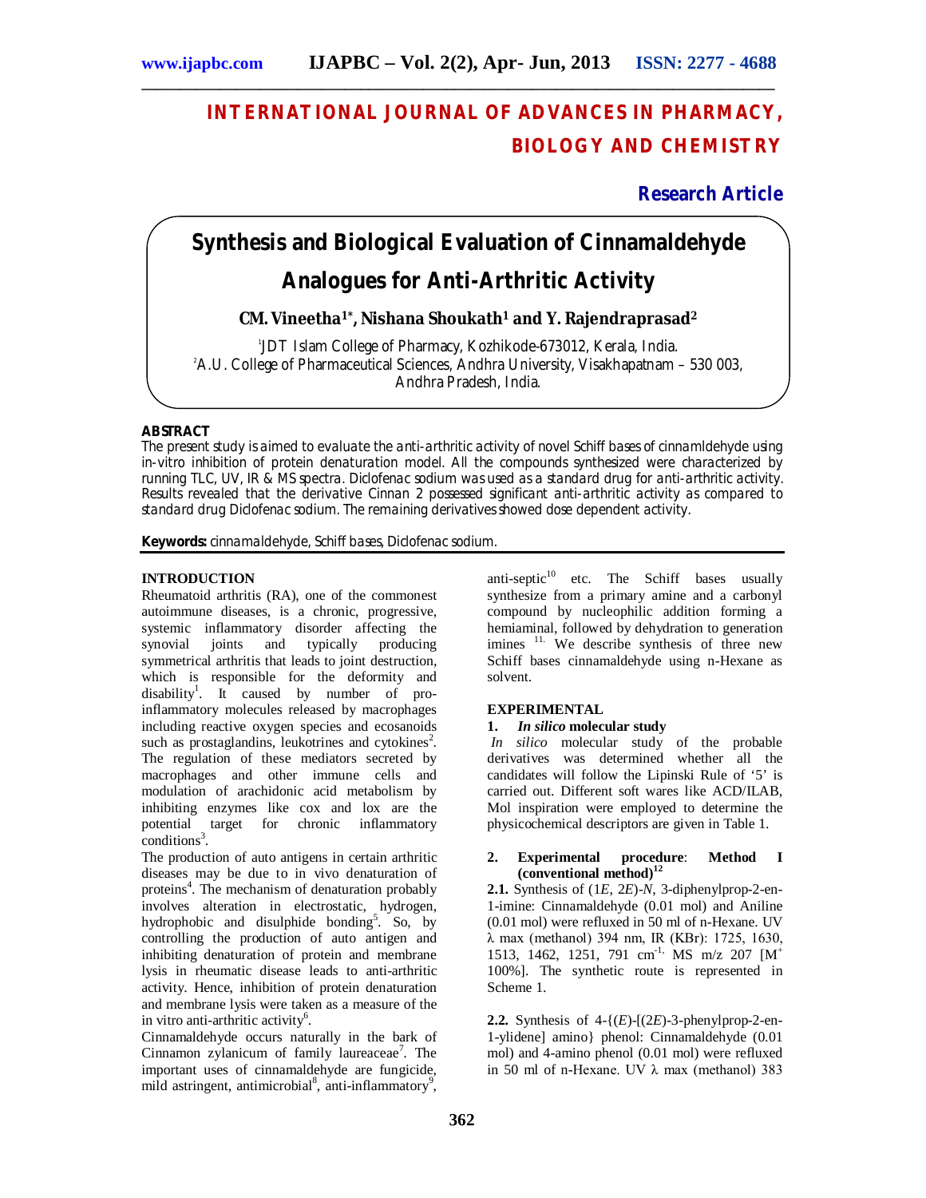# INTERNATIONAL JOURNAL OF ADVANCES IN PHARMACY, BIOLOGY AND CHEMISTRY

**Research Article**

# Synthesis and Biological Evaluation of Cinnamaldehyde Analogues for Anti-Arthritic Activity

**CM. Vineetha[1*], Nishana Shoukath[1] and Y. Rajendraprasad[2]**

[1]JDT Islam College of Pharmacy, Kozhikode-673012, Kerala, India.
[2]A.U. College of Pharmaceutical Sciences, Andhra University, Visakhapatnam – 530 003, Andhra Pradesh, India.

## ABSTRACT

The present study is aimed to evaluate the anti-arthritic activity of novel Schiff bases of cinnamldehyde using in-vitro inhibition of protein denaturation model. All the compounds synthesized were characterized by running TLC, UV, IR & MS spectra. Diclofenac sodium was used as a standard drug for anti-arthritic activity. Results revealed that the derivative Cinnan 2 possessed significant anti-arthritic activity as compared to standard drug Diclofenac sodium. The remaining derivatives showed dose dependent activity.

**Keywords:** cinnamaldehyde, Schiff bases, Diclofenac sodium.

## INTRODUCTION

Rheumatoid arthritis (RA), one of the commonest autoimmune diseases, is a chronic, progressive, systemic inflammatory disorder affecting the synovial joints and typically producing symmetrical arthritis that leads to joint destruction, which is responsible for the deformity and disability[1]. It caused by number of pro-inflammatory molecules released by macrophages including reactive oxygen species and ecosanoids such as prostaglandins, leukotrines and cytokines[2]. The regulation of these mediators secreted by macrophages and other immune cells and modulation of arachidonic acid metabolism by inhibiting enzymes like cox and lox are the potential target for chronic inflammatory conditions[3].

The production of auto antigens in certain arthritic diseases may be due to in vivo denaturation of proteins[4]. The mechanism of denaturation probably involves alteration in electrostatic, hydrogen, hydrophobic and disulphide bonding[5]. So, by controlling the production of auto antigen and inhibiting denaturation of protein and membrane lysis in rheumatic disease leads to anti-arthritic activity. Hence, inhibition of protein denaturation and membrane lysis were taken as a measure of the in vitro anti-arthritic activity[6].

Cinnamaldehyde occurs naturally in the bark of Cinnamon zylanicum of family laureaceae[7]. The important uses of cinnamaldehyde are fungicide, mild astringent, antimicrobial[8], anti-inflammatory[9], anti-septic[10] etc. The Schiff bases usually synthesize from a primary amine and a carbonyl compound by nucleophilic addition forming a hemiaminal, followed by dehydration to generation imines [11]. We describe synthesis of three new Schiff bases cinnamaldehyde using n-Hexane as solvent.

## EXPERIMENTAL

### 1. *In silico* molecular study

*In silico* molecular study of the probable derivatives was determined whether all the candidates will follow the Lipinski Rule of '5' is carried out. Different soft wares like ACD/ILAB, Mol inspiration were employed to determine the physicochemical descriptors are given in Table 1.

### 2. Experimental procedure: Method I (conventional method)[12]

**2.1.** Synthesis of (1*E*, 2*E*)-*N*, 3-diphenylprop-2-en-1-imine: Cinnamaldehyde (0.01 mol) and Aniline (0.01 mol) were refluxed in 50 ml of n-Hexane. UV λ max (methanol) 394 nm, IR (KBr): 1725, 1630, 1513, 1462, 1251, 791 $cm^{-1}$, MS m/z 207 [$M^+$ 100%]. The synthetic route is represented in Scheme 1.

**2.2.** Synthesis of 4-{(*E*)-[(2*E*)-3-phenylprop-2-en-1-ylidene] amino} phenol: Cinnamaldehyde (0.01 mol) and 4-amino phenol (0.01 mol) were refluxed in 50 ml of n-Hexane. UV λ max (methanol) 383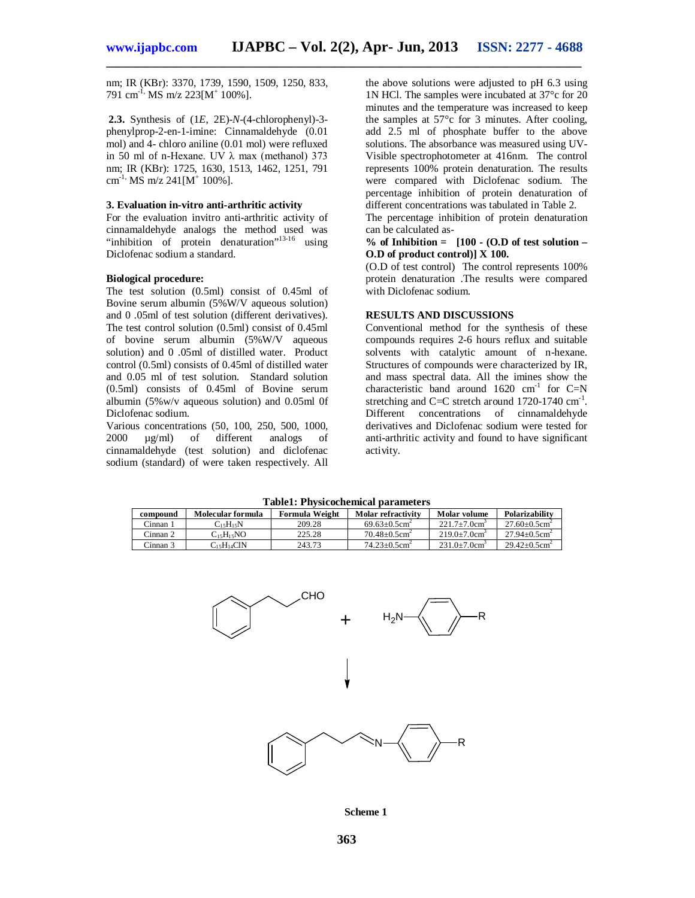nm; IR (KBr): 3370, 1739, 1590, 1509, 1250, 833, 791 $cm^{-1,}$ MS m/z 223[$M^+$ 100%].

**2.3.** Synthesis of (1*E*, 2E)-*N*-(4-chlorophenyl)-3-phenylprop-2-en-1-imine: Cinnamaldehyde (0.01 mol) and 4- chloro aniline (0.01 mol) were refluxed in 50 ml of n-Hexane. UV λ max (methanol) 373 nm; IR (KBr): 1725, 1630, 1513, 1462, 1251, 791 $cm^{-1,}$ MS m/z 241[$M^+$ 100%].

### 3. Evaluation in-vitro anti-arthritic activity

For the evaluation invitro anti-arthritic activity of cinnamaldehyde analogs the method used was "inhibition of protein denaturation"[13-16] using Diclofenac sodium a standard.

**Biological procedure:**

The test solution (0.5ml) consist of 0.45ml of Bovine serum albumin (5%W/V aqueous solution) and 0 .05ml of test solution (different derivatives). The test control solution (0.5ml) consist of 0.45ml of bovine serum albumin (5%W/V aqueous solution) and 0 .05ml of distilled water. Product control (0.5ml) consists of 0.45ml of distilled water and 0.05 ml of test solution. Standard solution (0.5ml) consists of 0.45ml of Bovine serum albumin (5%w/v aqueous solution) and 0.05ml 0f Diclofenac sodium.

Various concentrations (50, 100, 250, 500, 1000, 2000 μg/ml) of different analogs of cinnamaldehyde (test solution) and diclofenac sodium (standard) of were taken respectively. All the above solutions were adjusted to pH 6.3 using 1N HCl. The samples were incubated at 37°c for 20 minutes and the temperature was increased to keep the samples at 57°c for 3 minutes. After cooling, add 2.5 ml of phosphate buffer to the above solutions. The absorbance was measured using UV-Visible spectrophotometer at 416nm. The control represents 100% protein denaturation. The results were compared with Diclofenac sodium. The percentage inhibition of protein denaturation of different concentrations was tabulated in Table 2.

The percentage inhibition of protein denaturation can be calculated as-

**% of Inhibition = [100 - (O.D of test solution – O.D of product control)] X 100.**

(O.D of test control) The control represents 100% protein denaturation .The results were compared with Diclofenac sodium.

### RESULTS AND DISCUSSIONS

Conventional method for the synthesis of these compounds requires 2-6 hours reflux and suitable solvents with catalytic amount of n-hexane. Structures of compounds were characterized by IR, and mass spectral data. All the imines show the characteristic band around 1620 $cm^{-1}$ for C=N stretching and C=C stretch around 1720-1740 $cm^{-1}$. Different concentrations of cinnamaldehyde derivatives and Diclofenac sodium were tested for anti-arthritic activity and found to have significant activity.

**Table1: Physicochemical parameters**

| compound | Molecular formula | Formula Weight | Molar refractivity | Molar volume | Polarizability |
|---|---|---|---|---|---|
| Cinnan 1 | $C_{15}H_{15}N$ | 209.28 | 69.63±0.5$cm^2$ | 221.7±7.0$cm^3$ | 27.60±0.5$cm^2$ |
| Cinnan 2 | $C_{15}H_{15}NO$ | 225.28 | 70.48±0.5$cm^2$ | 219.0±7.0$cm^3$ | 27.94±0.5$cm^2$ |
| Cinnan 3 | $C_{15}H_{14}ClN$ | 243.73 | 74.23±0.5$cm^2$ | 231.0±7.0$cm^3$ | 29.42±0.5$cm^2$ |

**Scheme 1**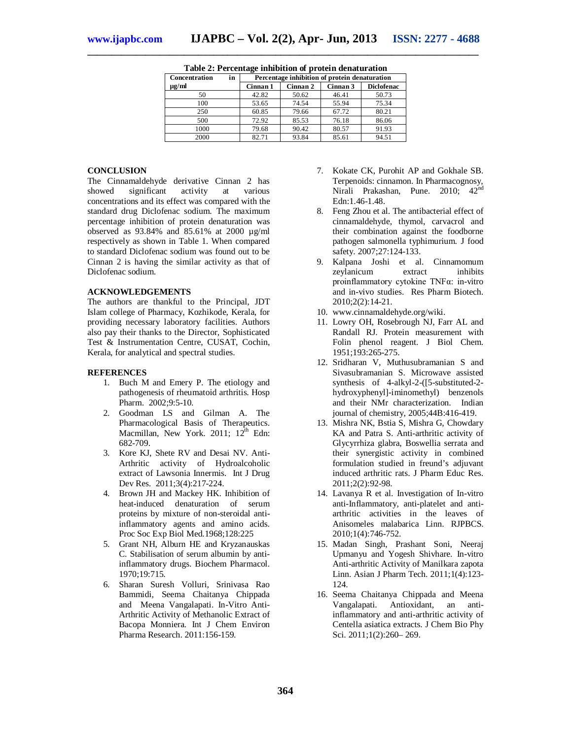Table 2: Percentage inhibition of protein denaturation

| Concentration in µg/ml | Percentage inhibition of protein denaturation | | | |
|---|---|---|---|---|
| | Cinnan 1 | Cinnan 2 | Cinnan 3 | Diclofenac |
| 50 | 42.82 | 50.62 | 46.41 | 50.73 |
| 100 | 53.65 | 74.54 | 55.94 | 75.34 |
| 250 | 60.85 | 79.66 | 67.72 | 80.21 |
| 500 | 72.92 | 85.53 | 76.18 | 86.06 |
| 1000 | 79.68 | 90.42 | 80.57 | 91.93 |
| 2000 | 82.71 | 93.84 | 85.61 | 94.51 |

## CONCLUSION

The Cinnamaldehyde derivative Cinnan 2 has showed significant activity at various concentrations and its effect was compared with the standard drug Diclofenac sodium. The maximum percentage inhibition of protein denaturation was observed as 93.84% and 85.61% at 2000 µg/ml respectively as shown in Table 1. When compared to standard Diclofenac sodium was found out to be Cinnan 2 is having the similar activity as that of Diclofenac sodium.

## ACKNOWLEDGEMENTS

The authors are thankful to the Principal, JDT Islam college of Pharmacy, Kozhikode, Kerala, for providing necessary laboratory facilities. Authors also pay their thanks to the Director, Sophisticated Test & Instrumentation Centre, CUSAT, Cochin, Kerala, for analytical and spectral studies.

## REFERENCES

1. Buch M and Emery P. The etiology and pathogenesis of rheumatoid arthritis. Hosp Pharm. 2002;9:5-10.
2. Goodman LS and Gilman A. The Pharmacological Basis of Therapeutics. Macmillan, New York. 2011; 12th Edn: 682-709.
3. Kore KJ, Shete RV and Desai NV. Anti-Arthritic activity of Hydroalcoholic extract of Lawsonia Innermis. Int J Drug Dev Res. 2011;3(4):217-224.
4. Brown JH and Mackey HK. Inhibition of heat-induced denaturation of serum proteins by mixture of non-steroidal anti-inflammatory agents and amino acids. Proc Soc Exp Biol Med.1968;128:225
5. Grant NH, Alburn HE and Kryzanauskas C. Stabilisation of serum albumin by anti-inflammatory drugs. Biochem Pharmacol. 1970;19:715.
6. Sharan Suresh Volluri, Srinivasa Rao Bammidi, Seema Chaitanya Chippada and Meena Vangalapati. In-Vitro Anti-Arthritic Activity of Methanolic Extract of Bacopa Monniera. Int J Chem Environ Pharma Research. 2011:156-159.
7. Kokate CK, Purohit AP and Gokhale SB. Terpenoids: cinnamon. In Pharmacognosy, Nirali Prakashan, Pune. 2010; 42nd Edn:1.46-1.48.
8. Feng Zhou et al. The antibacterial effect of cinnamaldehyde, thymol, carvacrol and their combination against the foodborne pathogen salmonella typhimurium. J food safety. 2007;27:124-133.
9. Kalpana Joshi et al. Cinnamomum zeylanicum extract inhibits proinflammatory cytokine TNFα: in-vitro and in-vivo studies. Res Pharm Biotech. 2010;2(2):14-21.
10. www.cinnamaldehyde.org/wiki.
11. Lowry OH, Rosebrough NJ, Farr AL and Randall RJ. Protein measurement with Folin phenol reagent. J Biol Chem. 1951;193:265-275.
12. Sridharan V, Muthusubramanian S and Sivasubramanian S. Microwave assisted synthesis of 4-alkyl-2-([5-substituted-2-hydroxyphenyl]-iminomethyl) benzenols and their NMr characterization. Indian journal of chemistry, 2005;44B:416-419.
13. Mishra NK, Bstia S, Mishra G, Chowdary KA and Patra S. Anti-arthritic activity of Glycyrrhiza glabra, Boswellia serrata and their synergistic activity in combined formulation studied in freund's adjuvant induced arthritic rats. J Pharm Educ Res. 2011;2(2):92-98.
14. Lavanya R et al. Investigation of In-vitro anti-Inflammatory, anti-platelet and anti-arthritic activities in the leaves of Anisomeles malabarica Linn. RJPBCS. 2010;1(4):746-752.
15. Madan Singh, Prashant Soni, Neeraj Upmanyu and Yogesh Shivhare. In-vitro Anti-arthritic Activity of Manilkara zapota Linn. Asian J Pharm Tech. 2011;1(4):123-124.
16. Seema Chaitanya Chippada and Meena Vangalapati. Antioxidant, an anti-inflammatory and anti-arthritic activity of Centella asiatica extracts. J Chem Bio Phy Sci. 2011;1(2):260– 269.